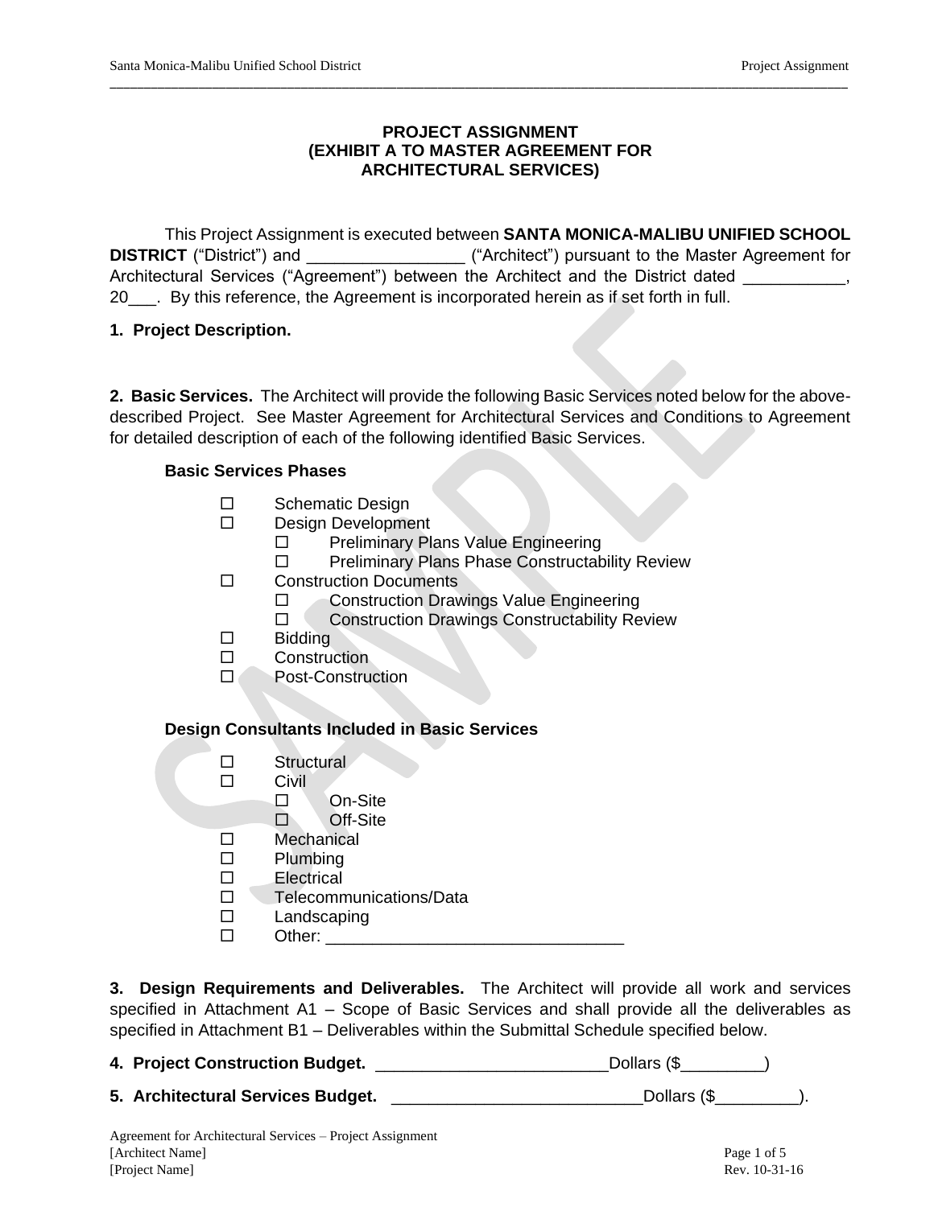# PROJECT ASSIGNMENT
# (EXHIBIT A TO MASTER AGREEMENT FOR ARCHITECTURAL SERVICES)

This Project Assignment is executed between **SANTA MONICA-MALIBU UNIFIED SCHOOL DISTRICT** ("District") and _________________ ("Architect") pursuant to the Master Agreement for Architectural Services ("Agreement") between the Architect and the District dated ___________, 20___. By this reference, the Agreement is incorporated herein as if set forth in full.

**1. Project Description.**

**2. Basic Services.** The Architect will provide the following Basic Services noted below for the above-described Project. See Master Agreement for Architectural Services and Conditions to Agreement for detailed description of each of the following identified Basic Services.

**Basic Services Phases**

- ☐ Schematic Design
- ☐ Design Development
  - ☐ Preliminary Plans Value Engineering
  - ☐ Preliminary Plans Phase Constructability Review
- ☐ Construction Documents
  - ☐ Construction Drawings Value Engineering
  - ☐ Construction Drawings Constructability Review
- ☐ Bidding
- ☐ Construction
- ☐ Post-Construction

**Design Consultants Included in Basic Services**

- ☐ Structural
- ☐ Civil
  - ☐ On-Site
  - ☐ Off-Site
- ☐ Mechanical
- ☐ Plumbing
- ☐ Electrical
- ☐ Telecommunications/Data
- ☐ Landscaping
- ☐ Other: ________________________________

**3. Design Requirements and Deliverables.** The Architect will provide all work and services specified in Attachment A1 – Scope of Basic Services and shall provide all the deliverables as specified in Attachment B1 – Deliverables within the Submittal Schedule specified below.

**4. Project Construction Budget.** _________________________Dollars ($_________)

**5. Architectural Services Budget.** ___________________________Dollars ($_________).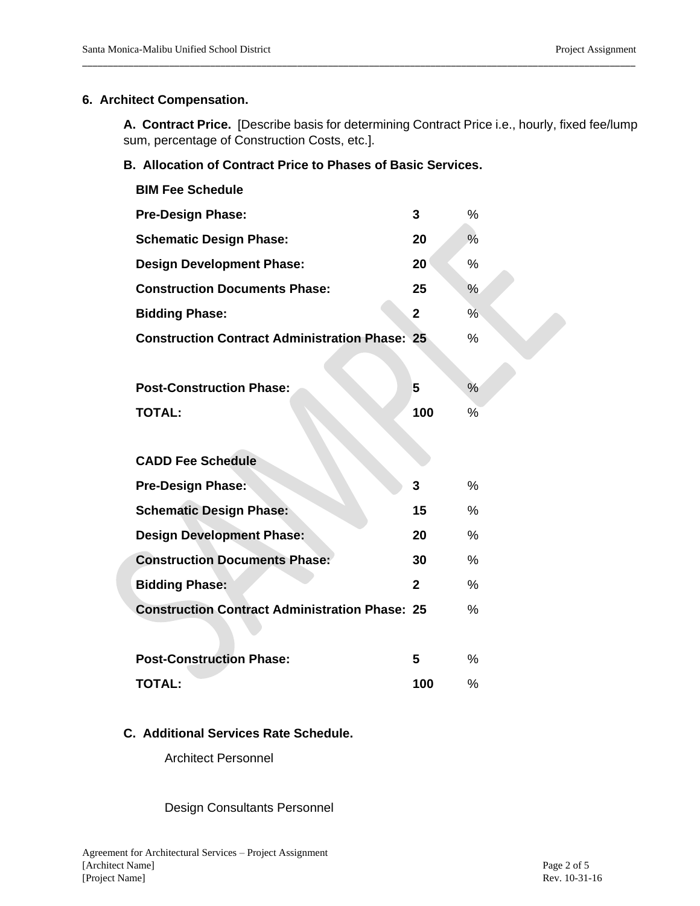## 6. Architect Compensation.

**A. Contract Price.** [Describe basis for determining Contract Price i.e., hourly, fixed fee/lump sum, percentage of Construction Costs, etc.].

**B. Allocation of Contract Price to Phases of Basic Services.**

**BIM Fee Schedule**

| Phase | | |
|---|---|---|
| **Pre-Design Phase:** | **3** | % |
| **Schematic Design Phase:** | **20** | % |
| **Design Development Phase:** | **20** | % |
| **Construction Documents Phase:** | **25** | % |
| **Bidding Phase:** | **2** | % |
| **Construction Contract Administration Phase:** | **25** | % |
| **Post-Construction Phase:** | **5** | % |
| **TOTAL:** | **100** | % |

**CADD Fee Schedule**

| Phase | | |
|---|---|---|
| **Pre-Design Phase:** | **3** | % |
| **Schematic Design Phase:** | **15** | % |
| **Design Development Phase:** | **20** | % |
| **Construction Documents Phase:** | **30** | % |
| **Bidding Phase:** | **2** | % |
| **Construction Contract Administration Phase:** | **25** | % |
| **Post-Construction Phase:** | **5** | % |
| **TOTAL:** | **100** | % |

**C. Additional Services Rate Schedule.**

Architect Personnel

Design Consultants Personnel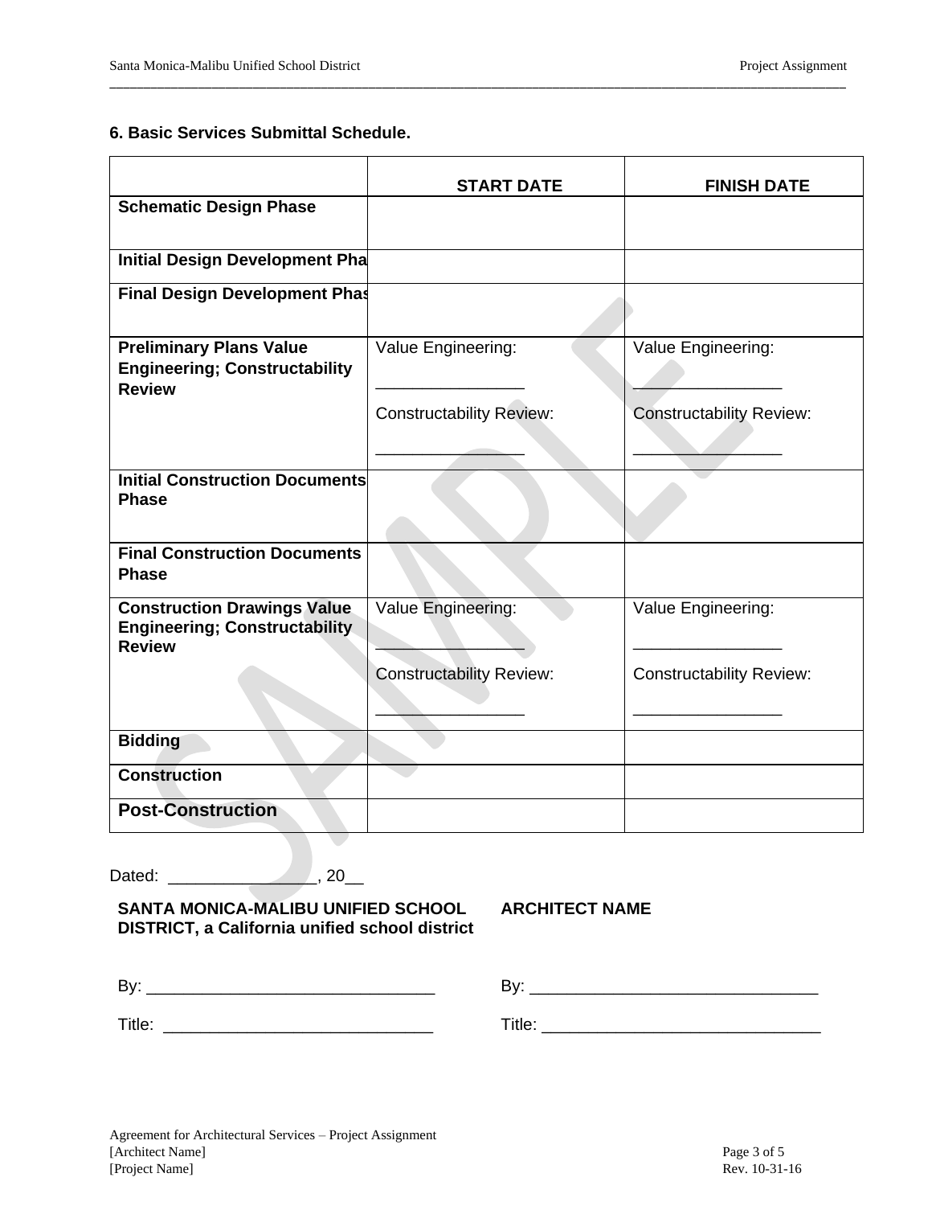### 6. Basic Services Submittal Schedule.

| | START DATE | FINISH DATE |
|---|---|---|
| **Schematic Design Phase** | | |
| **Initial Design Development Pha** | | |
| **Final Design Development Phas** | | |
| **Preliminary Plans Value Engineering; Constructability Review** | Value Engineering: ________________ Constructability Review: ________________ | Value Engineering: ________________ Constructability Review: ________________ |
| **Initial Construction Documents Phase** | | |
| **Final Construction Documents Phase** | | |
| **Construction Drawings Value Engineering; Constructability Review** | Value Engineering: ________________ Constructability Review: ________________ | Value Engineering: ________________ Constructability Review: ________________ |
| **Bidding** | | |
| **Construction** | | |
| **Post-Construction** | | |

Dated: ________________, 20__

**SANTA MONICA-MALIBU UNIFIED SCHOOL DISTRICT, a California unified school district**

By: _______________________________

Title: _____________________________

**ARCHITECT NAME**

By: _______________________________

Title: _______________________________

Agreement for Architectural Services – Project Assignment
[Architect Name]
[Project Name]
Rev. 10-31-16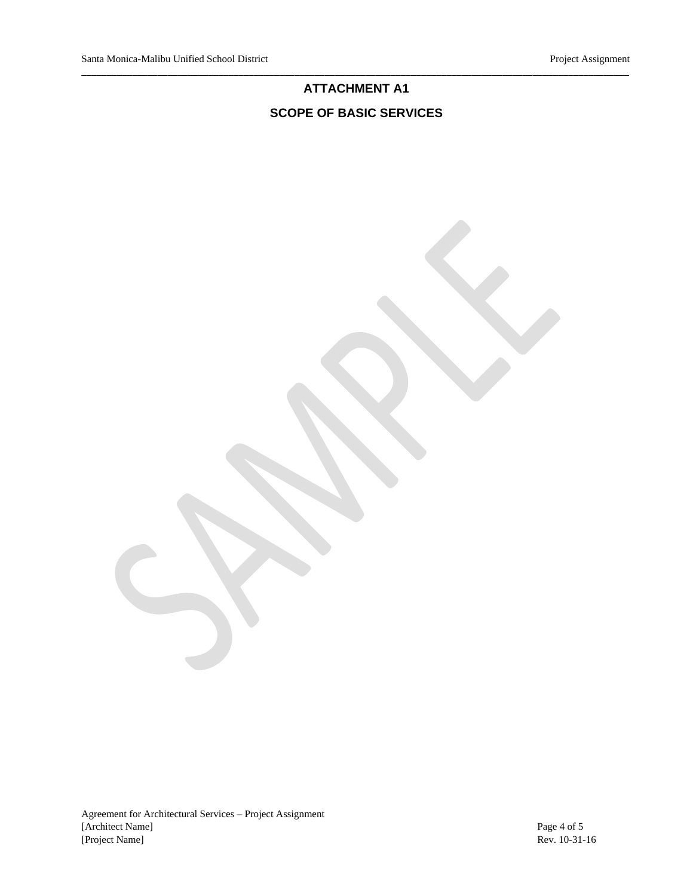# ATTACHMENT A1

## SCOPE OF BASIC SERVICES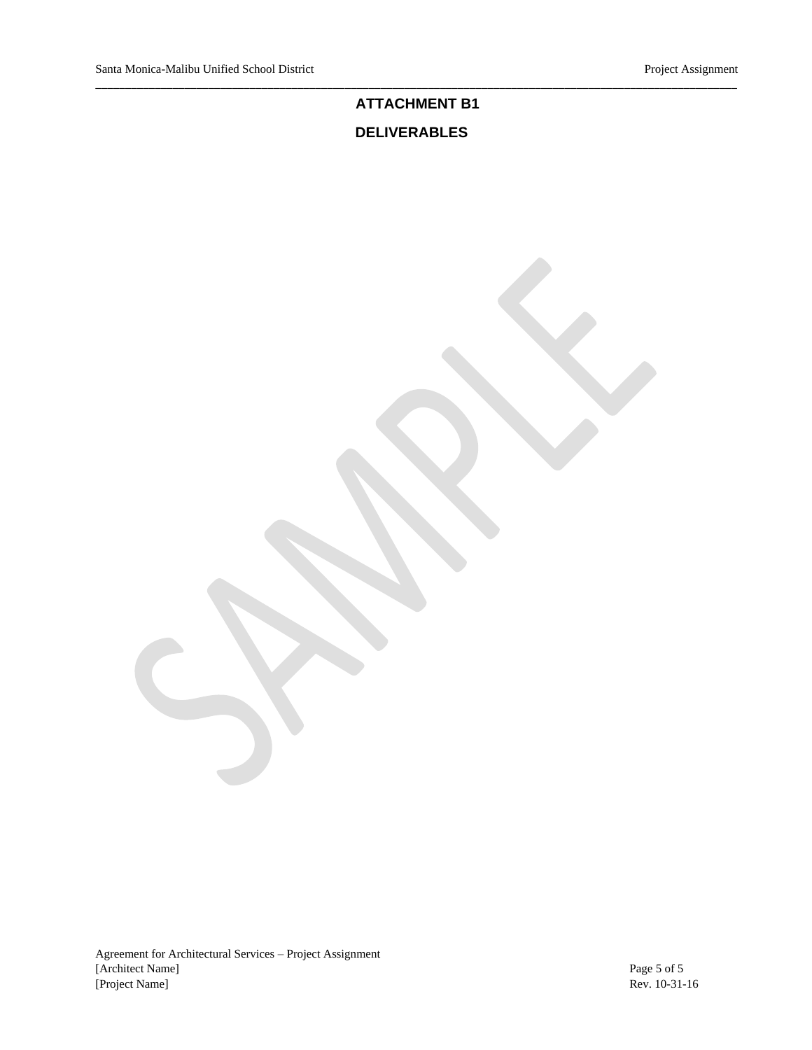# ATTACHMENT B1

## DELIVERABLES